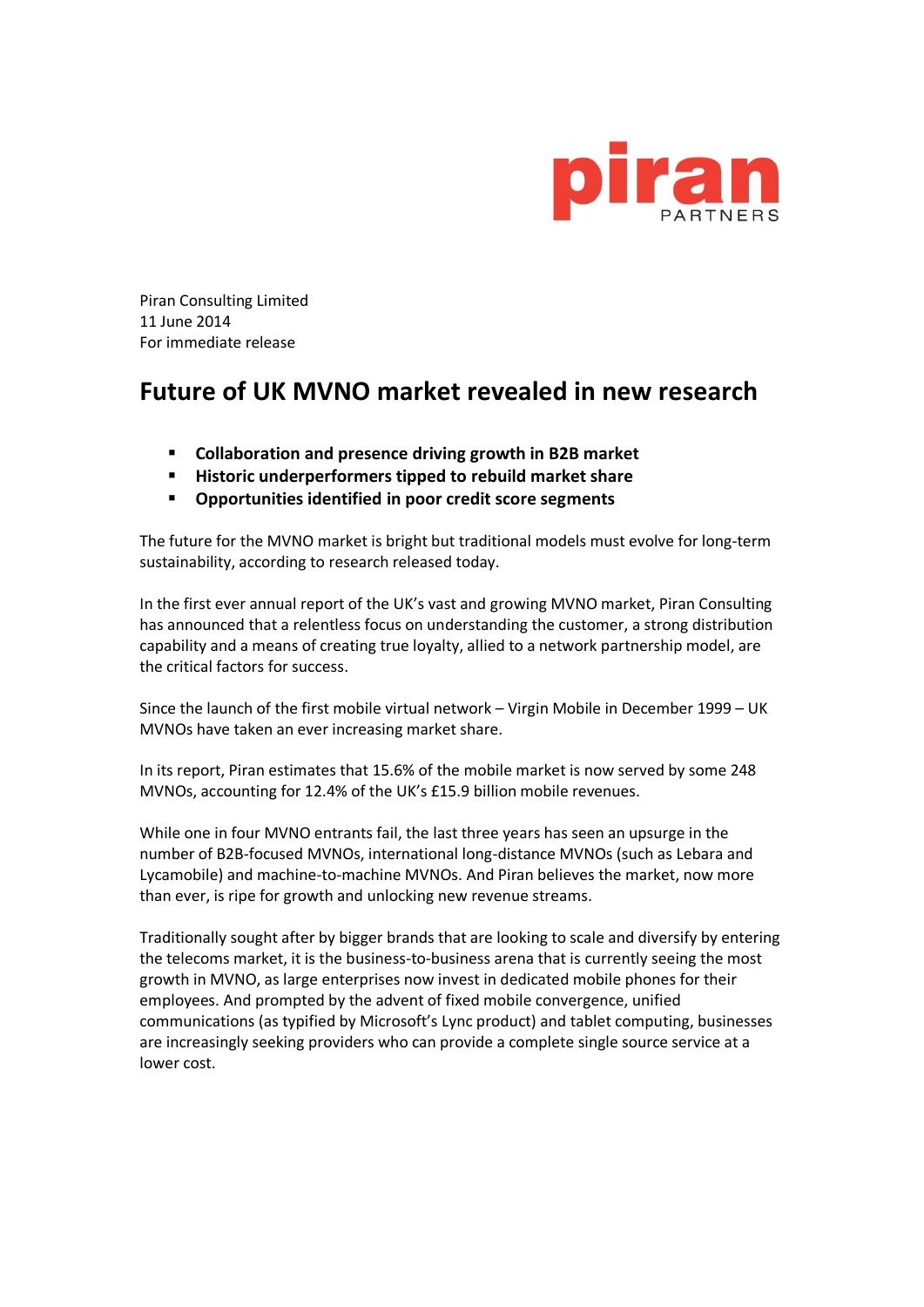Piran Consulting Limited
11 June 2014
For immediate release

# Future of UK MVNO market revealed in new research

- **Collaboration and presence driving growth in B2B market**
- **Historic underperformers tipped to rebuild market share**
- **Opportunities identified in poor credit score segments**

The future for the MVNO market is bright but traditional models must evolve for long-term sustainability, according to research released today.

In the first ever annual report of the UK's vast and growing MVNO market, Piran Consulting has announced that a relentless focus on understanding the customer, a strong distribution capability and a means of creating true loyalty, allied to a network partnership model, are the critical factors for success.

Since the launch of the first mobile virtual network – Virgin Mobile in December 1999 – UK MVNOs have taken an ever increasing market share.

In its report, Piran estimates that 15.6% of the mobile market is now served by some 248 MVNOs, accounting for 12.4% of the UK's £15.9 billion mobile revenues.

While one in four MVNO entrants fail, the last three years has seen an upsurge in the number of B2B-focused MVNOs, international long-distance MVNOs (such as Lebara and Lycamobile) and machine-to-machine MVNOs. And Piran believes the market, now more than ever, is ripe for growth and unlocking new revenue streams.

Traditionally sought after by bigger brands that are looking to scale and diversify by entering the telecoms market, it is the business-to-business arena that is currently seeing the most growth in MVNO, as large enterprises now invest in dedicated mobile phones for their employees. And prompted by the advent of fixed mobile convergence, unified communications (as typified by Microsoft's Lync product) and tablet computing, businesses are increasingly seeking providers who can provide a complete single source service at a lower cost.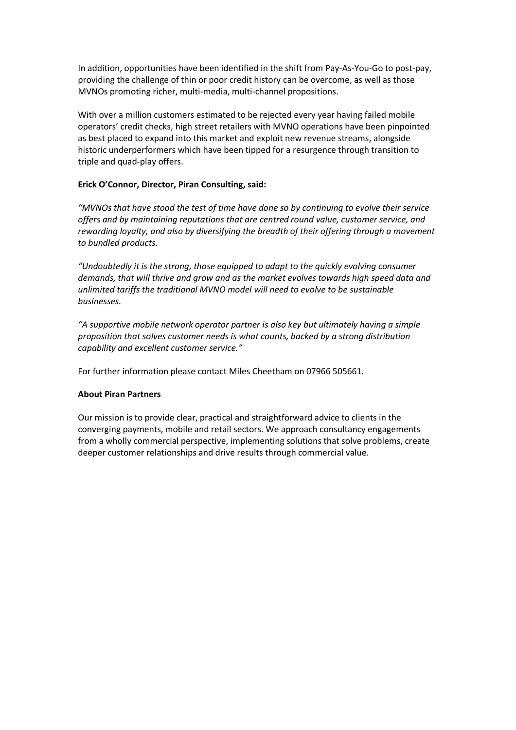In addition, opportunities have been identified in the shift from Pay-As-You-Go to post-pay, providing the challenge of thin or poor credit history can be overcome, as well as those MVNOs promoting richer, multi-media, multi-channel propositions.

With over a million customers estimated to be rejected every year having failed mobile operators' credit checks, high street retailers with MVNO operations have been pinpointed as best placed to expand into this market and exploit new revenue streams, alongside historic underperformers which have been tipped for a resurgence through transition to triple and quad-play offers.

**Erick O'Connor, Director, Piran Consulting, said:**

*"MVNOs that have stood the test of time have done so by continuing to evolve their service offers and by maintaining reputations that are centred round value, customer service, and rewarding loyalty, and also by diversifying the breadth of their offering through a movement to bundled products.*

*"Undoubtedly it is the strong, those equipped to adapt to the quickly evolving consumer demands, that will thrive and grow and as the market evolves towards high speed data and unlimited tariffs the traditional MVNO model will need to evolve to be sustainable businesses.*

*"A supportive mobile network operator partner is also key but ultimately having a simple proposition that solves customer needs is what counts, backed by a strong distribution capability and excellent customer service."*

For further information please contact Miles Cheetham on 07966 505661.

**About Piran Partners**

Our mission is to provide clear, practical and straightforward advice to clients in the converging payments, mobile and retail sectors. We approach consultancy engagements from a wholly commercial perspective, implementing solutions that solve problems, create deeper customer relationships and drive results through commercial value.